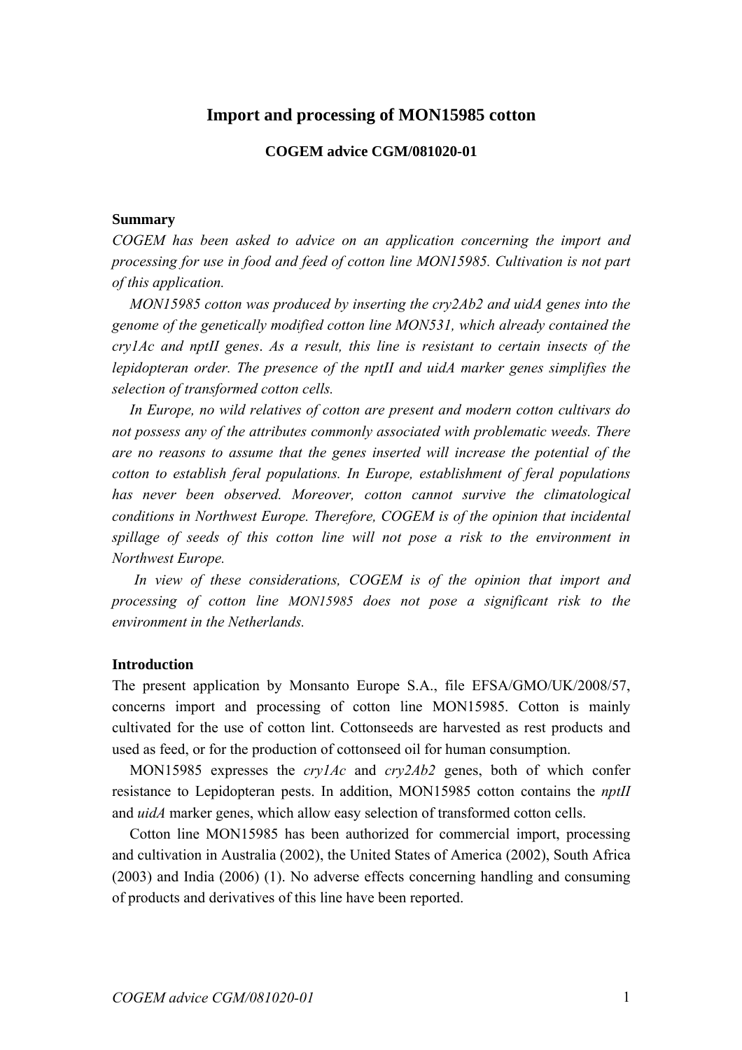# Import and processing of MON15985 cotton

**COGEM advice CGM/081020-01**

## Summary

*COGEM has been asked to advice on an application concerning the import and processing for use in food and feed of cotton line MON15985. Cultivation is not part of this application.*

*MON15985 cotton was produced by inserting the cry2Ab2 and uidA genes into the genome of the genetically modified cotton line MON531, which already contained the cry1Ac and nptII genes. As a result, this line is resistant to certain insects of the lepidopteran order. The presence of the nptII and uidA marker genes simplifies the selection of transformed cotton cells.*

*In Europe, no wild relatives of cotton are present and modern cotton cultivars do not possess any of the attributes commonly associated with problematic weeds. There are no reasons to assume that the genes inserted will increase the potential of the cotton to establish feral populations. In Europe, establishment of feral populations has never been observed. Moreover, cotton cannot survive the climatological conditions in Northwest Europe. Therefore, COGEM is of the opinion that incidental spillage of seeds of this cotton line will not pose a risk to the environment in Northwest Europe.*

*In view of these considerations, COGEM is of the opinion that import and processing of cotton line MON15985 does not pose a significant risk to the environment in the Netherlands.*

## Introduction

The present application by Monsanto Europe S.A., file EFSA/GMO/UK/2008/57, concerns import and processing of cotton line MON15985. Cotton is mainly cultivated for the use of cotton lint. Cottonseeds are harvested as rest products and used as feed, or for the production of cottonseed oil for human consumption.

MON15985 expresses the *cry1Ac* and *cry2Ab2* genes, both of which confer resistance to Lepidopteran pests. In addition, MON15985 cotton contains the *nptII* and *uidA* marker genes, which allow easy selection of transformed cotton cells.

Cotton line MON15985 has been authorized for commercial import, processing and cultivation in Australia (2002), the United States of America (2002), South Africa (2003) and India (2006) (1). No adverse effects concerning handling and consuming of products and derivatives of this line have been reported.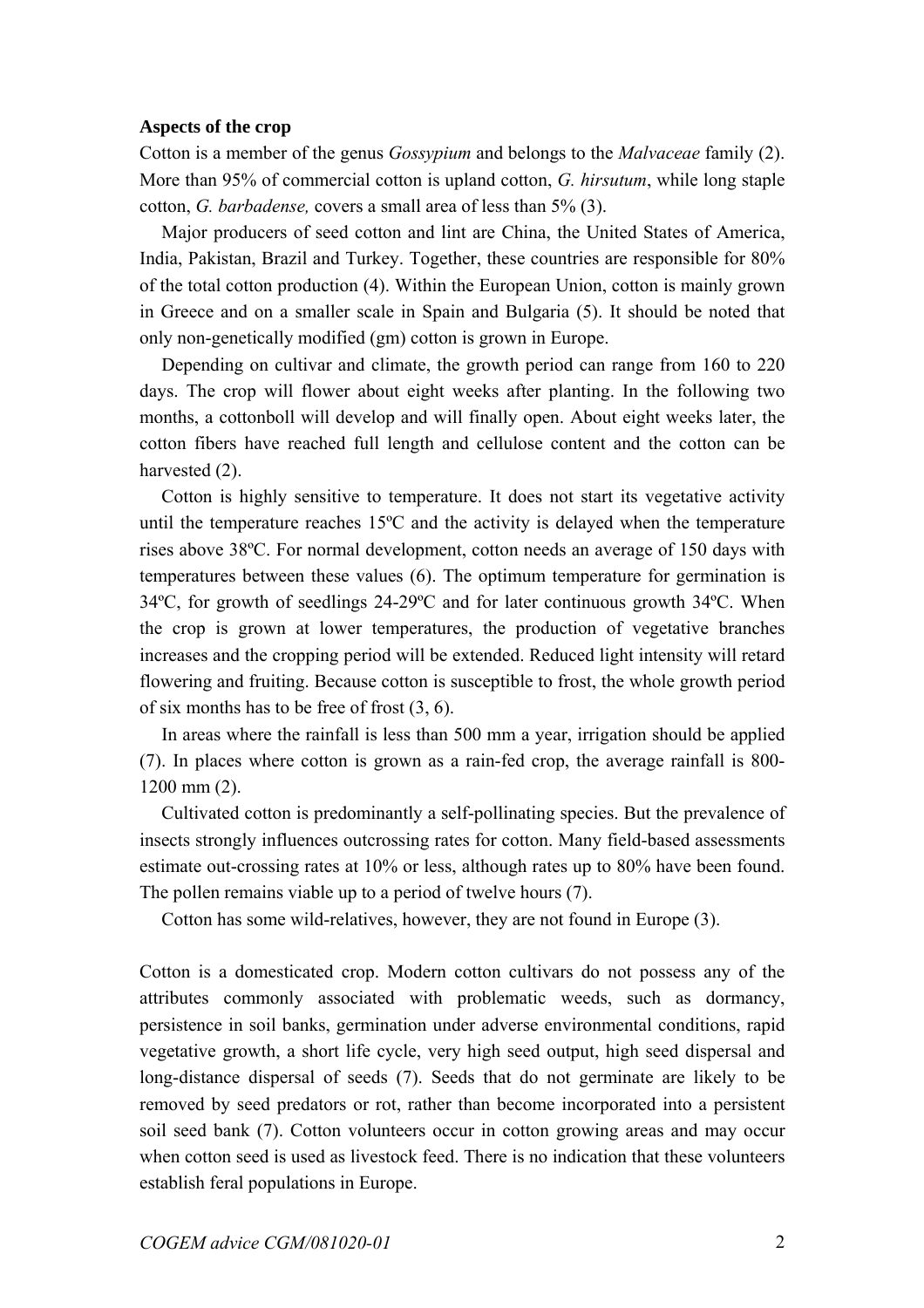**Aspects of the crop**

Cotton is a member of the genus *Gossypium* and belongs to the *Malvaceae* family (2). More than 95% of commercial cotton is upland cotton, *G. hirsutum*, while long staple cotton, *G. barbadense,* covers a small area of less than 5% (3).

Major producers of seed cotton and lint are China, the United States of America, India, Pakistan, Brazil and Turkey. Together, these countries are responsible for 80% of the total cotton production (4). Within the European Union, cotton is mainly grown in Greece and on a smaller scale in Spain and Bulgaria (5). It should be noted that only non-genetically modified (gm) cotton is grown in Europe.

Depending on cultivar and climate, the growth period can range from 160 to 220 days. The crop will flower about eight weeks after planting. In the following two months, a cottonboll will develop and will finally open. About eight weeks later, the cotton fibers have reached full length and cellulose content and the cotton can be harvested (2).

Cotton is highly sensitive to temperature. It does not start its vegetative activity until the temperature reaches 15ºC and the activity is delayed when the temperature rises above 38ºC. For normal development, cotton needs an average of 150 days with temperatures between these values (6). The optimum temperature for germination is 34ºC, for growth of seedlings 24-29ºC and for later continuous growth 34ºC. When the crop is grown at lower temperatures, the production of vegetative branches increases and the cropping period will be extended. Reduced light intensity will retard flowering and fruiting. Because cotton is susceptible to frost, the whole growth period of six months has to be free of frost (3, 6).

In areas where the rainfall is less than 500 mm a year, irrigation should be applied (7). In places where cotton is grown as a rain-fed crop, the average rainfall is 800-1200 mm (2).

Cultivated cotton is predominantly a self-pollinating species. But the prevalence of insects strongly influences outcrossing rates for cotton. Many field-based assessments estimate out-crossing rates at 10% or less, although rates up to 80% have been found. The pollen remains viable up to a period of twelve hours (7).

Cotton has some wild-relatives, however, they are not found in Europe (3).

Cotton is a domesticated crop. Modern cotton cultivars do not possess any of the attributes commonly associated with problematic weeds, such as dormancy, persistence in soil banks, germination under adverse environmental conditions, rapid vegetative growth, a short life cycle, very high seed output, high seed dispersal and long-distance dispersal of seeds (7). Seeds that do not germinate are likely to be removed by seed predators or rot, rather than become incorporated into a persistent soil seed bank (7). Cotton volunteers occur in cotton growing areas and may occur when cotton seed is used as livestock feed. There is no indication that these volunteers establish feral populations in Europe.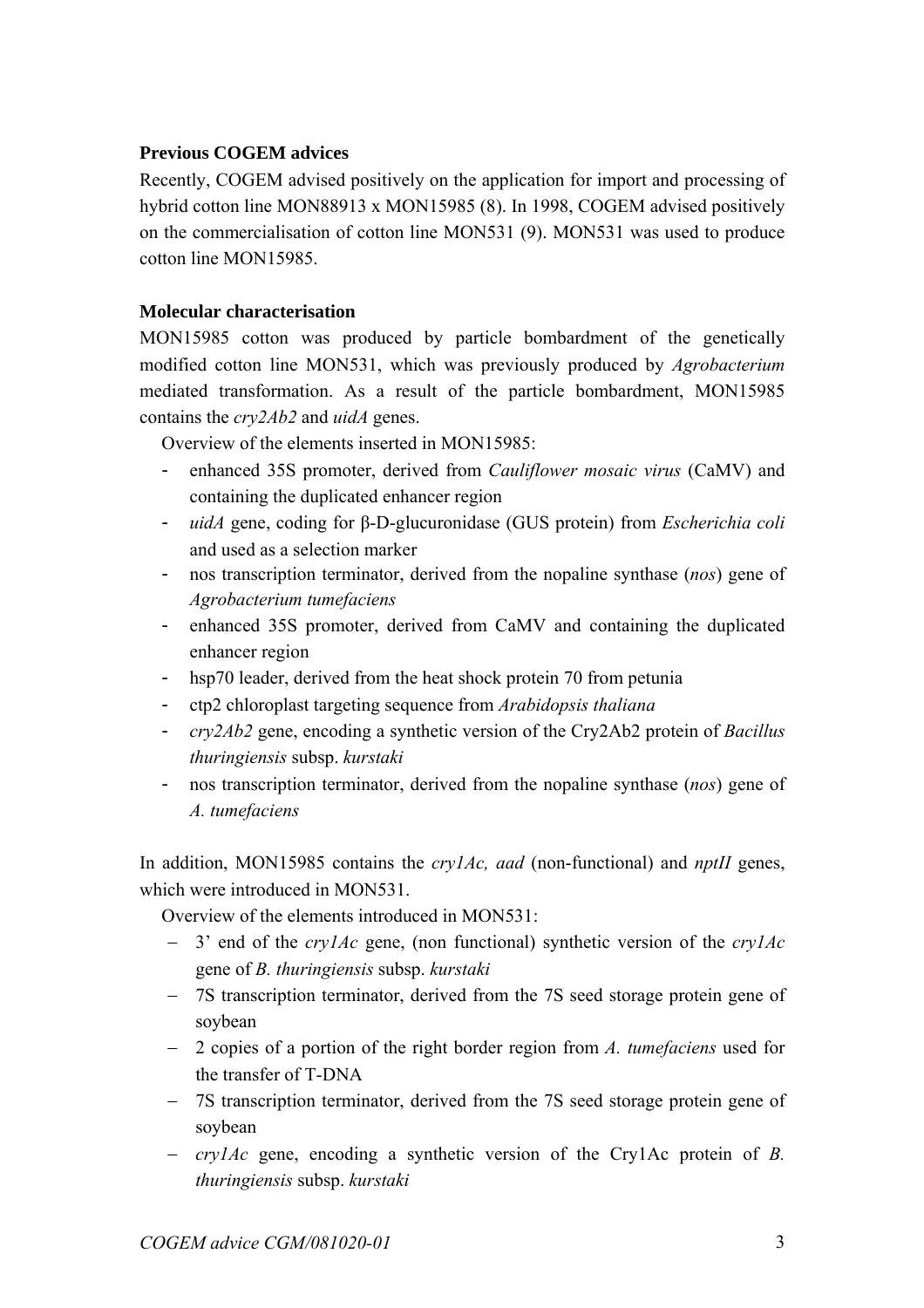**Previous COGEM advices**

Recently, COGEM advised positively on the application for import and processing of hybrid cotton line MON88913 x MON15985 (8). In 1998, COGEM advised positively on the commercialisation of cotton line MON531 (9). MON531 was used to produce cotton line MON15985.

**Molecular characterisation**

MON15985 cotton was produced by particle bombardment of the genetically modified cotton line MON531, which was previously produced by *Agrobacterium* mediated transformation. As a result of the particle bombardment, MON15985 contains the *cry2Ab2* and *uidA* genes.

Overview of the elements inserted in MON15985:

- enhanced 35S promoter, derived from *Cauliflower mosaic virus* (CaMV) and containing the duplicated enhancer region
- *uidA* gene, coding for β-D-glucuronidase (GUS protein) from *Escherichia coli* and used as a selection marker
- nos transcription terminator, derived from the nopaline synthase (*nos*) gene of *Agrobacterium tumefaciens*
- enhanced 35S promoter, derived from CaMV and containing the duplicated enhancer region
- hsp70 leader, derived from the heat shock protein 70 from petunia
- ctp2 chloroplast targeting sequence from *Arabidopsis thaliana*
- *cry2Ab2* gene, encoding a synthetic version of the Cry2Ab2 protein of *Bacillus thuringiensis* subsp. *kurstaki*
- nos transcription terminator, derived from the nopaline synthase (*nos*) gene of *A. tumefaciens*

In addition, MON15985 contains the *cry1Ac, aad* (non-functional) and *nptII* genes, which were introduced in MON531.

Overview of the elements introduced in MON531:

- 3’ end of the *cry1Ac* gene, (non functional) synthetic version of the *cry1Ac* gene of *B. thuringiensis* subsp. *kurstaki*
- 7S transcription terminator, derived from the 7S seed storage protein gene of soybean
- 2 copies of a portion of the right border region from *A. tumefaciens* used for the transfer of T-DNA
- 7S transcription terminator, derived from the 7S seed storage protein gene of soybean
- *cry1Ac* gene, encoding a synthetic version of the Cry1Ac protein of *B. thuringiensis* subsp. *kurstaki*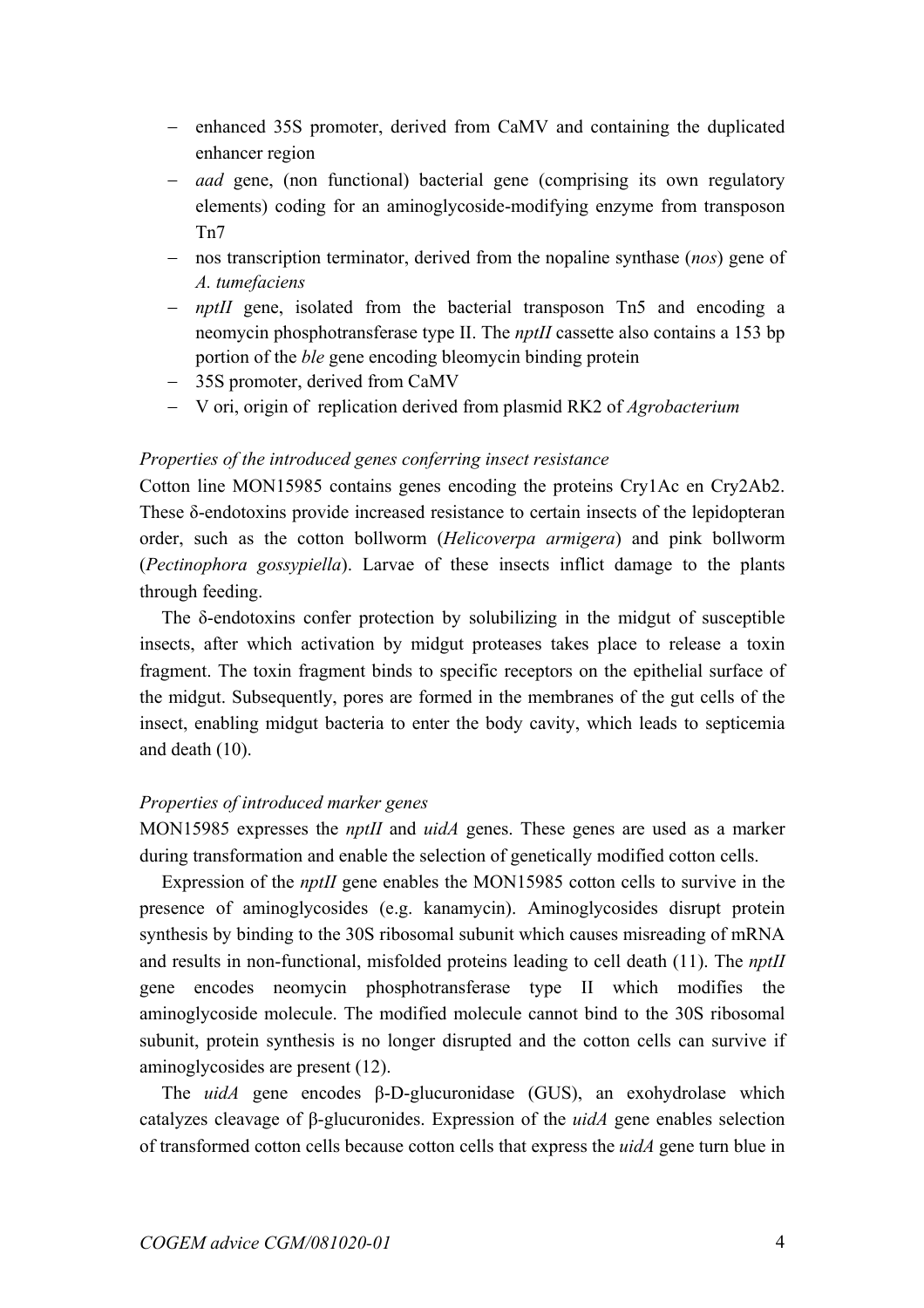- enhanced 35S promoter, derived from CaMV and containing the duplicated enhancer region
- *aad* gene, (non functional) bacterial gene (comprising its own regulatory elements) coding for an aminoglycoside-modifying enzyme from transposon Tn7
- nos transcription terminator, derived from the nopaline synthase (*nos*) gene of *A. tumefaciens*
- *nptII* gene, isolated from the bacterial transposon Tn5 and encoding a neomycin phosphotransferase type II. The *nptII* cassette also contains a 153 bp portion of the *ble* gene encoding bleomycin binding protein
- 35S promoter, derived from CaMV
- V ori, origin of replication derived from plasmid RK2 of *Agrobacterium*

*Properties of the introduced genes conferring insect resistance*

Cotton line MON15985 contains genes encoding the proteins Cry1Ac en Cry2Ab2. These δ-endotoxins provide increased resistance to certain insects of the lepidopteran order, such as the cotton bollworm (*Helicoverpa armigera*) and pink bollworm (*Pectinophora gossypiella*). Larvae of these insects inflict damage to the plants through feeding.

The δ-endotoxins confer protection by solubilizing in the midgut of susceptible insects, after which activation by midgut proteases takes place to release a toxin fragment. The toxin fragment binds to specific receptors on the epithelial surface of the midgut. Subsequently, pores are formed in the membranes of the gut cells of the insect, enabling midgut bacteria to enter the body cavity, which leads to septicemia and death (10).

*Properties of introduced marker genes*

MON15985 expresses the *nptII* and *uidA* genes. These genes are used as a marker during transformation and enable the selection of genetically modified cotton cells.

Expression of the *nptII* gene enables the MON15985 cotton cells to survive in the presence of aminoglycosides (e.g. kanamycin). Aminoglycosides disrupt protein synthesis by binding to the 30S ribosomal subunit which causes misreading of mRNA and results in non-functional, misfolded proteins leading to cell death (11). The *nptII* gene encodes neomycin phosphotransferase type II which modifies the aminoglycoside molecule. The modified molecule cannot bind to the 30S ribosomal subunit, protein synthesis is no longer disrupted and the cotton cells can survive if aminoglycosides are present (12).

The *uidA* gene encodes β-D-glucuronidase (GUS), an exohydrolase which catalyzes cleavage of β-glucuronides. Expression of the *uidA* gene enables selection of transformed cotton cells because cotton cells that express the *uidA* gene turn blue in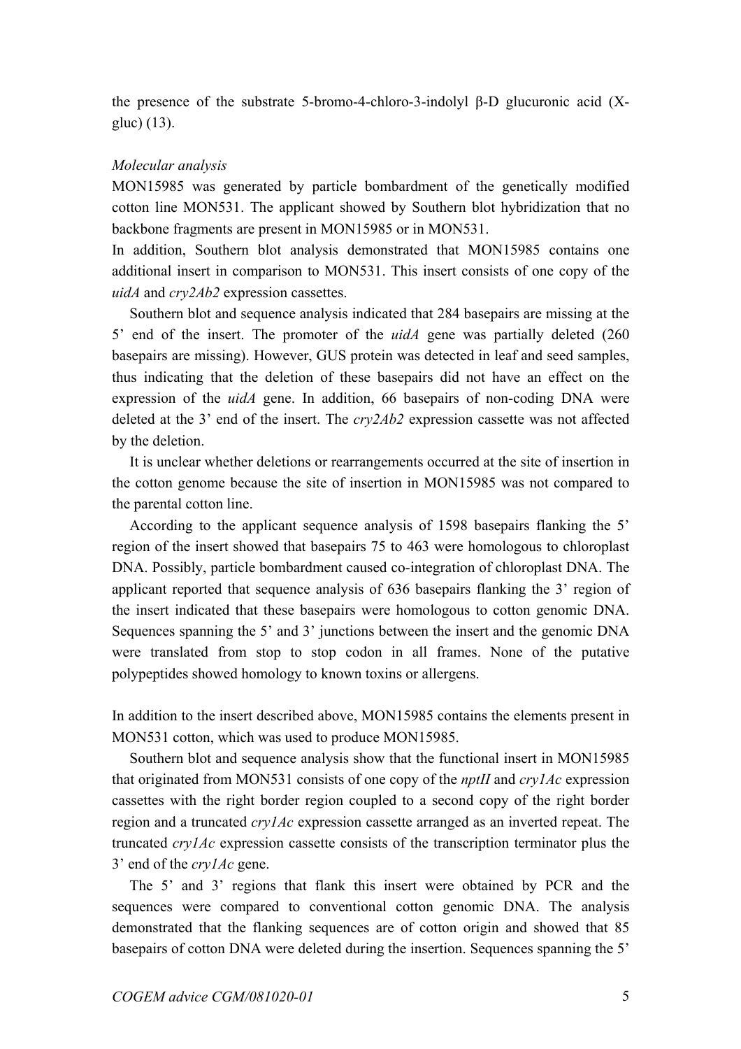the presence of the substrate 5-bromo-4-chloro-3-indolyl β-D glucuronic acid (X-gluc) (13).

*Molecular analysis*

MON15985 was generated by particle bombardment of the genetically modified cotton line MON531. The applicant showed by Southern blot hybridization that no backbone fragments are present in MON15985 or in MON531.

In addition, Southern blot analysis demonstrated that MON15985 contains one additional insert in comparison to MON531. This insert consists of one copy of the *uidA* and *cry2Ab2* expression cassettes.

Southern blot and sequence analysis indicated that 284 basepairs are missing at the 5' end of the insert. The promoter of the *uidA* gene was partially deleted (260 basepairs are missing). However, GUS protein was detected in leaf and seed samples, thus indicating that the deletion of these basepairs did not have an effect on the expression of the *uidA* gene. In addition, 66 basepairs of non-coding DNA were deleted at the 3' end of the insert. The *cry2Ab2* expression cassette was not affected by the deletion.

It is unclear whether deletions or rearrangements occurred at the site of insertion in the cotton genome because the site of insertion in MON15985 was not compared to the parental cotton line.

According to the applicant sequence analysis of 1598 basepairs flanking the 5' region of the insert showed that basepairs 75 to 463 were homologous to chloroplast DNA. Possibly, particle bombardment caused co-integration of chloroplast DNA. The applicant reported that sequence analysis of 636 basepairs flanking the 3' region of the insert indicated that these basepairs were homologous to cotton genomic DNA. Sequences spanning the 5' and 3' junctions between the insert and the genomic DNA were translated from stop to stop codon in all frames. None of the putative polypeptides showed homology to known toxins or allergens.

In addition to the insert described above, MON15985 contains the elements present in MON531 cotton, which was used to produce MON15985.

Southern blot and sequence analysis show that the functional insert in MON15985 that originated from MON531 consists of one copy of the *nptII* and *cry1Ac* expression cassettes with the right border region coupled to a second copy of the right border region and a truncated *cry1Ac* expression cassette arranged as an inverted repeat. The truncated *cry1Ac* expression cassette consists of the transcription terminator plus the 3' end of the *cry1Ac* gene.

The 5' and 3' regions that flank this insert were obtained by PCR and the sequences were compared to conventional cotton genomic DNA. The analysis demonstrated that the flanking sequences are of cotton origin and showed that 85 basepairs of cotton DNA were deleted during the insertion. Sequences spanning the 5'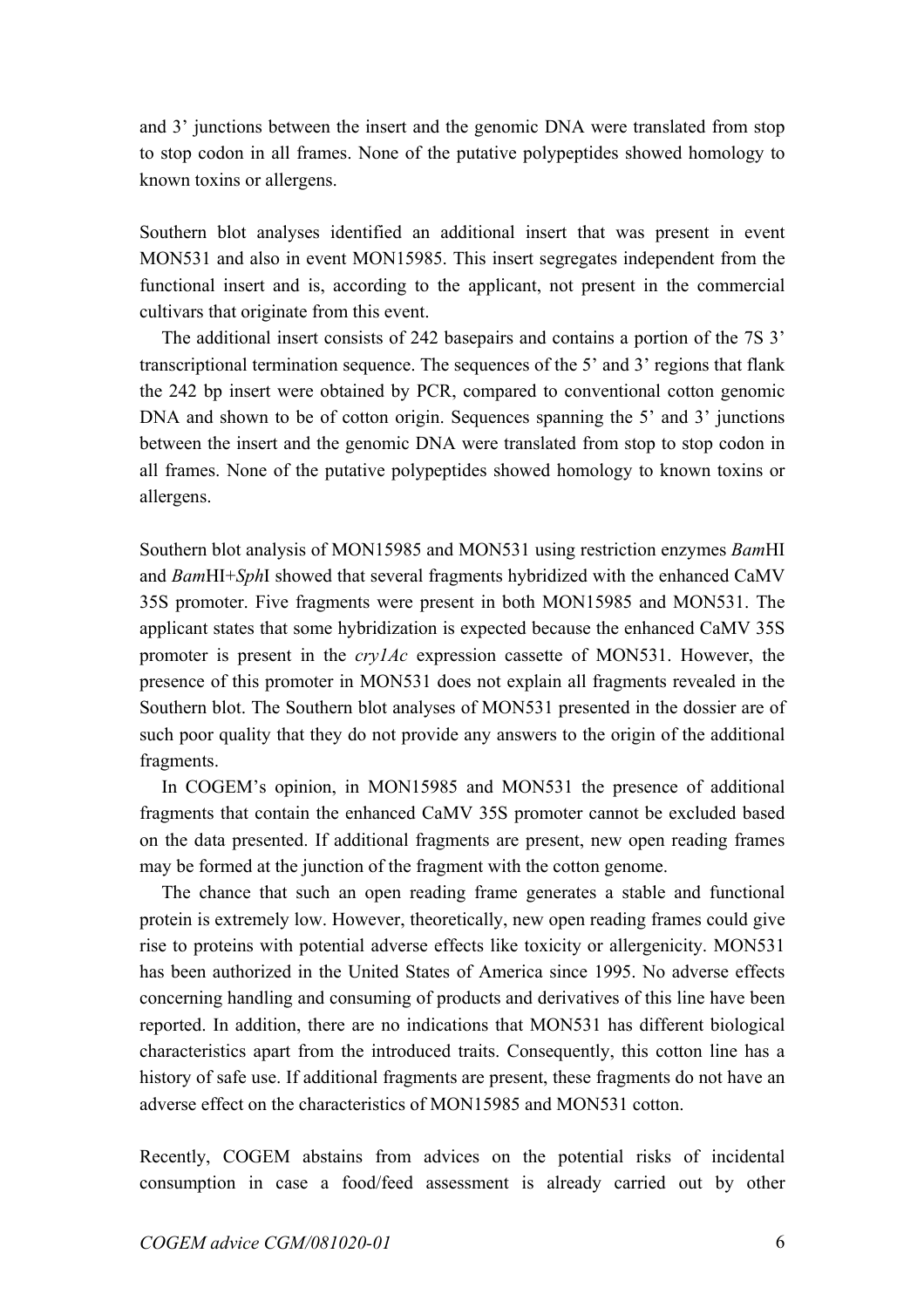and 3' junctions between the insert and the genomic DNA were translated from stop to stop codon in all frames. None of the putative polypeptides showed homology to known toxins or allergens.

Southern blot analyses identified an additional insert that was present in event MON531 and also in event MON15985. This insert segregates independent from the functional insert and is, according to the applicant, not present in the commercial cultivars that originate from this event.

The additional insert consists of 242 basepairs and contains a portion of the 7S 3' transcriptional termination sequence. The sequences of the 5' and 3' regions that flank the 242 bp insert were obtained by PCR, compared to conventional cotton genomic DNA and shown to be of cotton origin. Sequences spanning the 5' and 3' junctions between the insert and the genomic DNA were translated from stop to stop codon in all frames. None of the putative polypeptides showed homology to known toxins or allergens.

Southern blot analysis of MON15985 and MON531 using restriction enzymes *Bam*HI and *Bam*HI+*Sph*I showed that several fragments hybridized with the enhanced CaMV 35S promoter. Five fragments were present in both MON15985 and MON531. The applicant states that some hybridization is expected because the enhanced CaMV 35S promoter is present in the *cry1Ac* expression cassette of MON531. However, the presence of this promoter in MON531 does not explain all fragments revealed in the Southern blot. The Southern blot analyses of MON531 presented in the dossier are of such poor quality that they do not provide any answers to the origin of the additional fragments.

In COGEM's opinion, in MON15985 and MON531 the presence of additional fragments that contain the enhanced CaMV 35S promoter cannot be excluded based on the data presented. If additional fragments are present, new open reading frames may be formed at the junction of the fragment with the cotton genome.

The chance that such an open reading frame generates a stable and functional protein is extremely low. However, theoretically, new open reading frames could give rise to proteins with potential adverse effects like toxicity or allergenicity. MON531 has been authorized in the United States of America since 1995. No adverse effects concerning handling and consuming of products and derivatives of this line have been reported. In addition, there are no indications that MON531 has different biological characteristics apart from the introduced traits. Consequently, this cotton line has a history of safe use. If additional fragments are present, these fragments do not have an adverse effect on the characteristics of MON15985 and MON531 cotton.

Recently, COGEM abstains from advices on the potential risks of incidental consumption in case a food/feed assessment is already carried out by other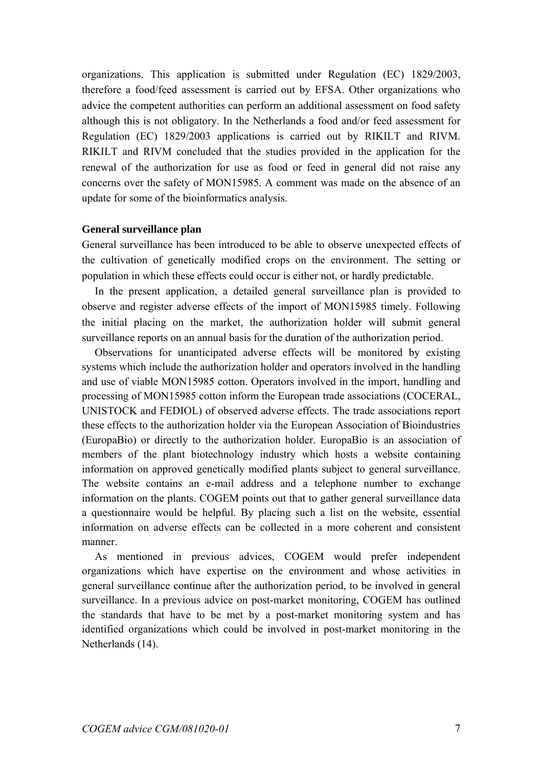organizations. This application is submitted under Regulation (EC) 1829/2003, therefore a food/feed assessment is carried out by EFSA. Other organizations who advice the competent authorities can perform an additional assessment on food safety although this is not obligatory. In the Netherlands a food and/or feed assessment for Regulation (EC) 1829/2003 applications is carried out by RIKILT and RIVM. RIKILT and RIVM concluded that the studies provided in the application for the renewal of the authorization for use as food or feed in general did not raise any concerns over the safety of MON15985. A comment was made on the absence of an update for some of the bioinformatics analysis.

**General surveillance plan**

General surveillance has been introduced to be able to observe unexpected effects of the cultivation of genetically modified crops on the environment. The setting or population in which these effects could occur is either not, or hardly predictable.

In the present application, a detailed general surveillance plan is provided to observe and register adverse effects of the import of MON15985 timely. Following the initial placing on the market, the authorization holder will submit general surveillance reports on an annual basis for the duration of the authorization period.

Observations for unanticipated adverse effects will be monitored by existing systems which include the authorization holder and operators involved in the handling and use of viable MON15985 cotton. Operators involved in the import, handling and processing of MON15985 cotton inform the European trade associations (COCERAL, UNISTOCK and FEDIOL) of observed adverse effects. The trade associations report these effects to the authorization holder via the European Association of Bioindustries (EuropaBio) or directly to the authorization holder. EuropaBio is an association of members of the plant biotechnology industry which hosts a website containing information on approved genetically modified plants subject to general surveillance. The website contains an e-mail address and a telephone number to exchange information on the plants. COGEM points out that to gather general surveillance data a questionnaire would be helpful. By placing such a list on the website, essential information on adverse effects can be collected in a more coherent and consistent manner.

As mentioned in previous advices, COGEM would prefer independent organizations which have expertise on the environment and whose activities in general surveillance continue after the authorization period, to be involved in general surveillance. In a previous advice on post-market monitoring, COGEM has outlined the standards that have to be met by a post-market monitoring system and has identified organizations which could be involved in post-market monitoring in the Netherlands (14).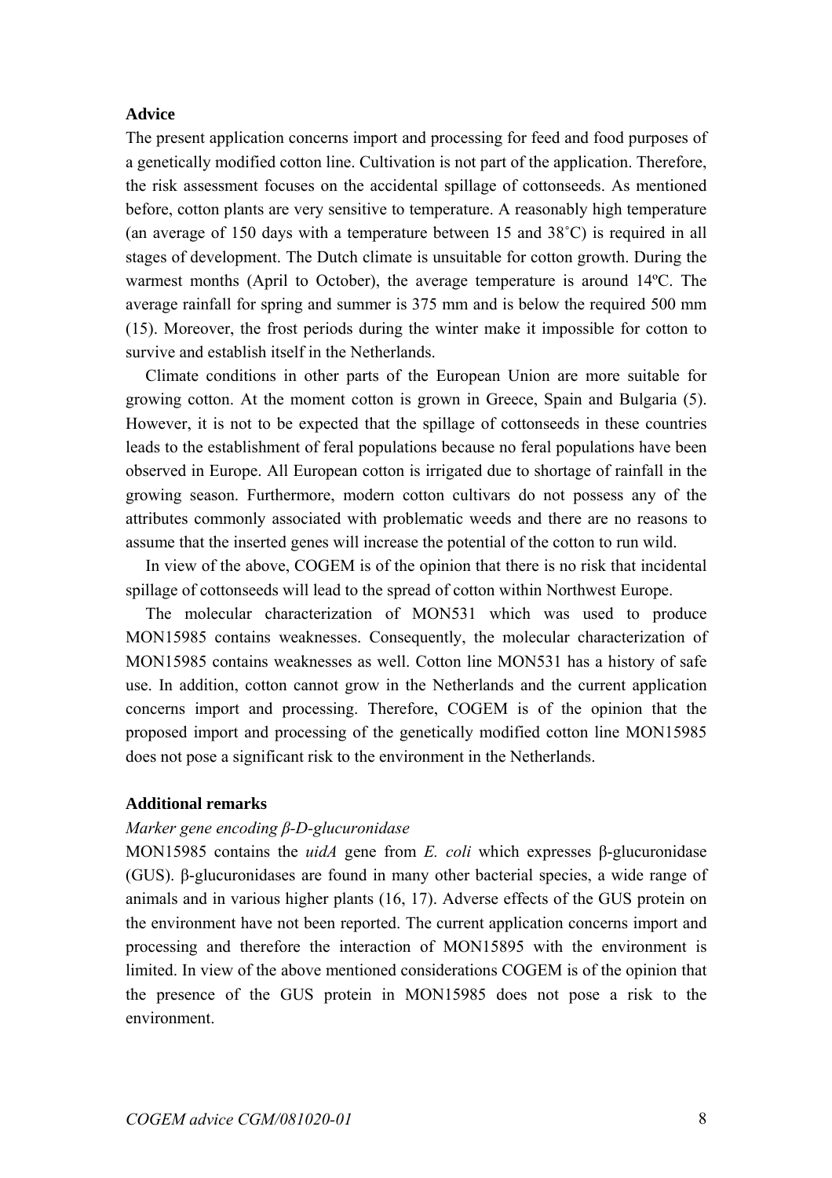**Advice**

The present application concerns import and processing for feed and food purposes of a genetically modified cotton line. Cultivation is not part of the application. Therefore, the risk assessment focuses on the accidental spillage of cottonseeds. As mentioned before, cotton plants are very sensitive to temperature. A reasonably high temperature (an average of 150 days with a temperature between 15 and 38˚C) is required in all stages of development. The Dutch climate is unsuitable for cotton growth. During the warmest months (April to October), the average temperature is around 14ºC. The average rainfall for spring and summer is 375 mm and is below the required 500 mm (15). Moreover, the frost periods during the winter make it impossible for cotton to survive and establish itself in the Netherlands.

Climate conditions in other parts of the European Union are more suitable for growing cotton. At the moment cotton is grown in Greece, Spain and Bulgaria (5). However, it is not to be expected that the spillage of cottonseeds in these countries leads to the establishment of feral populations because no feral populations have been observed in Europe. All European cotton is irrigated due to shortage of rainfall in the growing season. Furthermore, modern cotton cultivars do not possess any of the attributes commonly associated with problematic weeds and there are no reasons to assume that the inserted genes will increase the potential of the cotton to run wild.

In view of the above, COGEM is of the opinion that there is no risk that incidental spillage of cottonseeds will lead to the spread of cotton within Northwest Europe.

The molecular characterization of MON531 which was used to produce MON15985 contains weaknesses. Consequently, the molecular characterization of MON15985 contains weaknesses as well. Cotton line MON531 has a history of safe use. In addition, cotton cannot grow in the Netherlands and the current application concerns import and processing. Therefore, COGEM is of the opinion that the proposed import and processing of the genetically modified cotton line MON15985 does not pose a significant risk to the environment in the Netherlands.

**Additional remarks**

*Marker gene encoding β-D-glucuronidase*

MON15985 contains the *uidA* gene from *E. coli* which expresses β-glucuronidase (GUS). β-glucuronidases are found in many other bacterial species, a wide range of animals and in various higher plants (16, 17). Adverse effects of the GUS protein on the environment have not been reported. The current application concerns import and processing and therefore the interaction of MON15895 with the environment is limited. In view of the above mentioned considerations COGEM is of the opinion that the presence of the GUS protein in MON15985 does not pose a risk to the environment.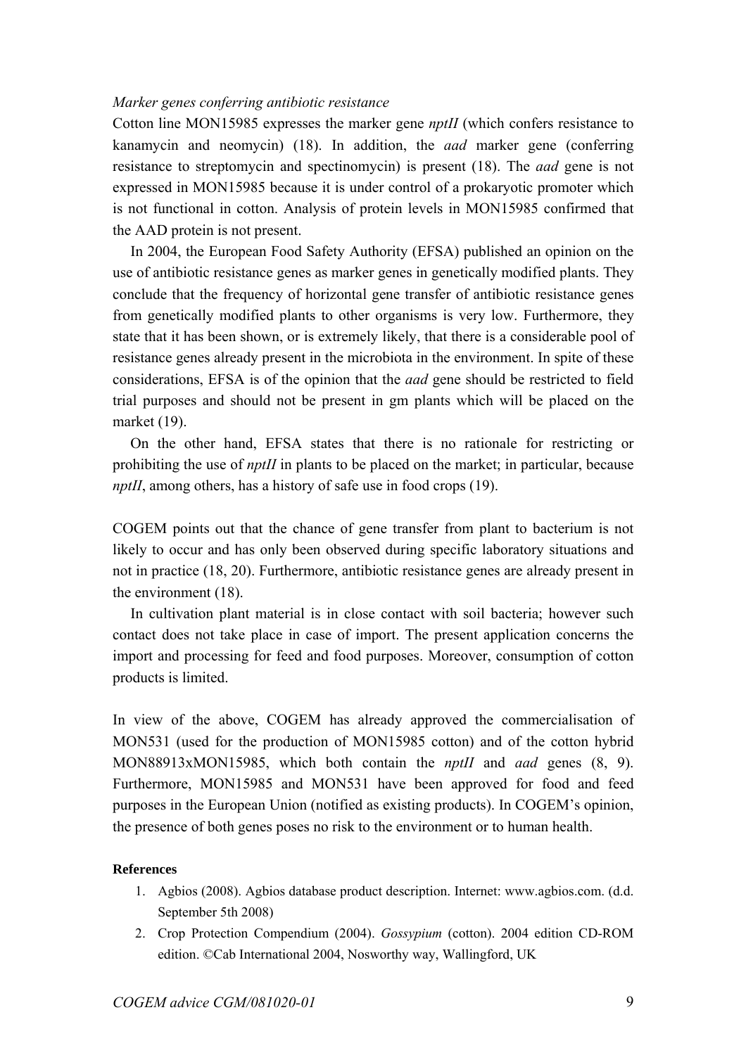*Marker genes conferring antibiotic resistance*

Cotton line MON15985 expresses the marker gene *nptII* (which confers resistance to kanamycin and neomycin) (18). In addition, the *aad* marker gene (conferring resistance to streptomycin and spectinomycin) is present (18). The *aad* gene is not expressed in MON15985 because it is under control of a prokaryotic promoter which is not functional in cotton. Analysis of protein levels in MON15985 confirmed that the AAD protein is not present.

In 2004, the European Food Safety Authority (EFSA) published an opinion on the use of antibiotic resistance genes as marker genes in genetically modified plants. They conclude that the frequency of horizontal gene transfer of antibiotic resistance genes from genetically modified plants to other organisms is very low. Furthermore, they state that it has been shown, or is extremely likely, that there is a considerable pool of resistance genes already present in the microbiota in the environment. In spite of these considerations, EFSA is of the opinion that the *aad* gene should be restricted to field trial purposes and should not be present in gm plants which will be placed on the market (19).

On the other hand, EFSA states that there is no rationale for restricting or prohibiting the use of *nptII* in plants to be placed on the market; in particular, because *nptII*, among others, has a history of safe use in food crops (19).

COGEM points out that the chance of gene transfer from plant to bacterium is not likely to occur and has only been observed during specific laboratory situations and not in practice (18, 20). Furthermore, antibiotic resistance genes are already present in the environment (18).

In cultivation plant material is in close contact with soil bacteria; however such contact does not take place in case of import. The present application concerns the import and processing for feed and food purposes. Moreover, consumption of cotton products is limited.

In view of the above, COGEM has already approved the commercialisation of MON531 (used for the production of MON15985 cotton) and of the cotton hybrid MON88913xMON15985, which both contain the *nptII* and *aad* genes (8, 9). Furthermore, MON15985 and MON531 have been approved for food and feed purposes in the European Union (notified as existing products). In COGEM's opinion, the presence of both genes poses no risk to the environment or to human health.

**References**

1. Agbios (2008). Agbios database product description. Internet: www.agbios.com. (d.d. September 5th 2008)
2. Crop Protection Compendium (2004). *Gossypium* (cotton). 2004 edition CD-ROM edition. ©Cab International 2004, Nosworthy way, Wallingford, UK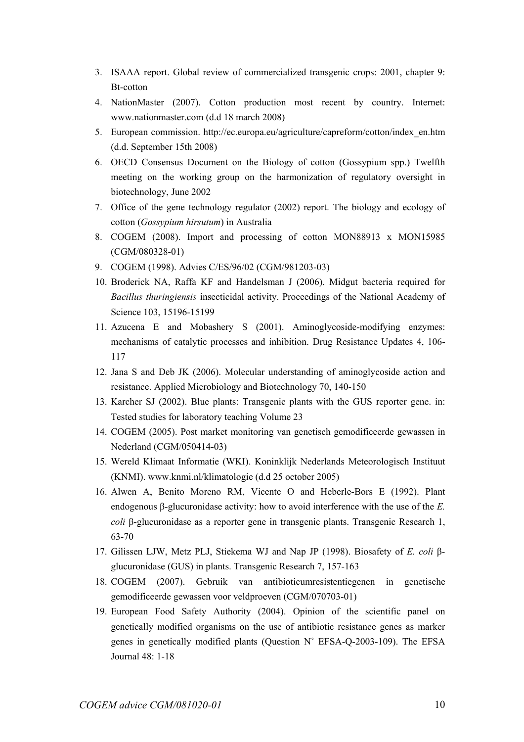3. ISAAA report. Global review of commercialized transgenic crops: 2001, chapter 9: Bt-cotton
4. NationMaster (2007). Cotton production most recent by country. Internet: www.nationmaster.com (d.d 18 march 2008)
5. European commission. http://ec.europa.eu/agriculture/capreform/cotton/index_en.htm (d.d. September 15th 2008)
6. OECD Consensus Document on the Biology of cotton (Gossypium spp.) Twelfth meeting on the working group on the harmonization of regulatory oversight in biotechnology, June 2002
7. Office of the gene technology regulator (2002) report. The biology and ecology of cotton (*Gossypium hirsutum*) in Australia
8. COGEM (2008). Import and processing of cotton MON88913 x MON15985 (CGM/080328-01)
9. COGEM (1998). Advies C/ES/96/02 (CGM/981203-03)
10. Broderick NA, Raffa KF and Handelsman J (2006). Midgut bacteria required for *Bacillus thuringiensis* insecticidal activity. Proceedings of the National Academy of Science 103, 15196-15199
11. Azucena E and Mobashery S (2001). Aminoglycoside-modifying enzymes: mechanisms of catalytic processes and inhibition. Drug Resistance Updates 4, 106-117
12. Jana S and Deb JK (2006). Molecular understanding of aminoglycoside action and resistance. Applied Microbiology and Biotechnology 70, 140-150
13. Karcher SJ (2002). Blue plants: Transgenic plants with the GUS reporter gene. in: Tested studies for laboratory teaching Volume 23
14. COGEM (2005). Post market monitoring van genetisch gemodificeerde gewassen in Nederland (CGM/050414-03)
15. Wereld Klimaat Informatie (WKI). Koninklijk Nederlands Meteorologisch Instituut (KNMI). www.knmi.nl/klimatologie (d.d 25 october 2005)
16. Alwen A, Benito Moreno RM, Vicente O and Heberle-Bors E (1992). Plant endogenous β-glucuronidase activity: how to avoid interference with the use of the *E. coli* β-glucuronidase as a reporter gene in transgenic plants. Transgenic Research 1, 63-70
17. Gilissen LJW, Metz PLJ, Stiekema WJ and Nap JP (1998). Biosafety of *E. coli* β-glucuronidase (GUS) in plants. Transgenic Research 7, 157-163
18. COGEM (2007). Gebruik van antibioticumresistentiegenen in genetische gemodificeerde gewassen voor veldproeven (CGM/070703-01)
19. European Food Safety Authority (2004). Opinion of the scientific panel on genetically modified organisms on the use of antibiotic resistance genes as marker genes in genetically modified plants (Question N° EFSA-Q-2003-109). The EFSA Journal 48: 1-18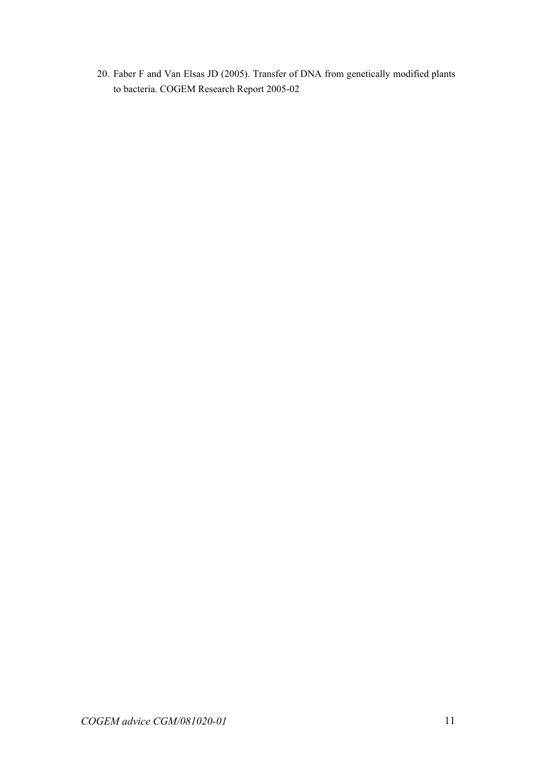20. Faber F and Van Elsas JD (2005). Transfer of DNA from genetically modified plants to bacteria. COGEM Research Report 2005-02